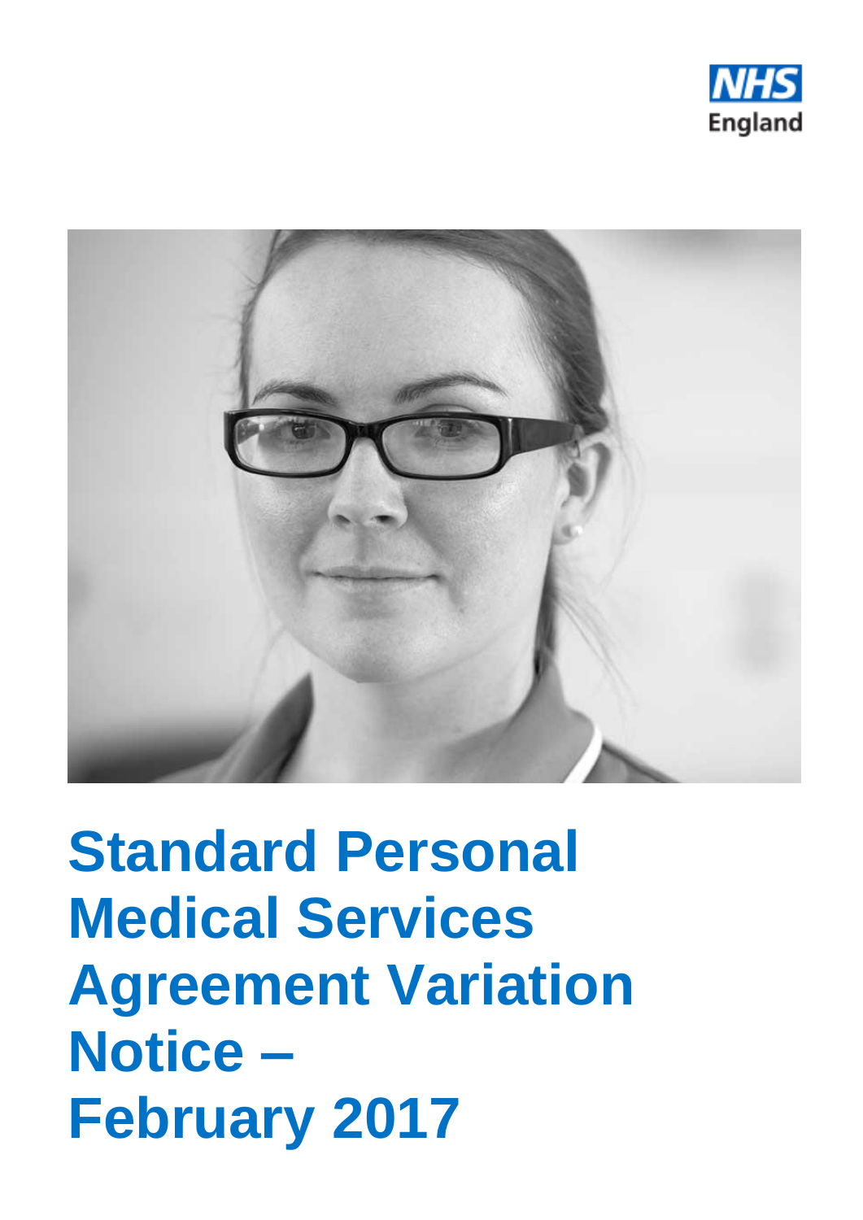NHS England

# Standard Personal Medical Services Agreement Variation Notice – February 2017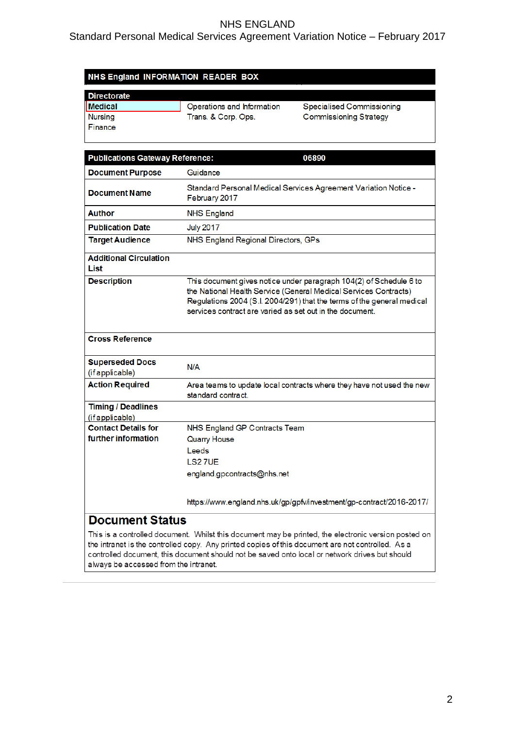**NHS England INFORMATION READER BOX**

| Directorate | | |
|---|---|---|
| Medical | Operations and Information | Specialised Commissioning |
| Nursing | Trans. & Corp. Ops. | Commissioning Strategy |
| Finance | | |

| Publications Gateway Reference: | 06890 |
|---|---|
| **Document Purpose** | Guidance |
| **Document Name** | Standard Personal Medical Services Agreement Variation Notice - February 2017 |
| **Author** | NHS England |
| **Publication Date** | July 2017 |
| **Target Audience** | NHS England Regional Directors, GPs |
| **Additional Circulation List** | |
| **Description** | This document gives notice under paragraph 104(2) of Schedule 6 to the National Health Service (General Medical Services Contracts) Regulations 2004 (S.I. 2004/291) that the terms of the general medical services contract are varied as set out in the document. |
| **Cross Reference** | |
| **Superseded Docs** (if applicable) | N/A |
| **Action Required** | Area teams to update local contracts where they have not used the new standard contract. |
| **Timing / Deadlines** (if applicable) | |
| **Contact Details for further information** | NHS England GP Contracts Team<br>Quarry House<br>Leeds<br>LS2 7UE<br>england.gpcontracts@nhs.net<br><br>https://www.england.nhs.uk/gp/gpfv/investment/gp-contract/2016-2017/ |

## Document Status

This is a controlled document. Whilst this document may be printed, the electronic version posted on the intranet is the controlled copy. Any printed copies of this document are not controlled. As a controlled document, this document should not be saved onto local or network drives but should always be accessed from the intranet.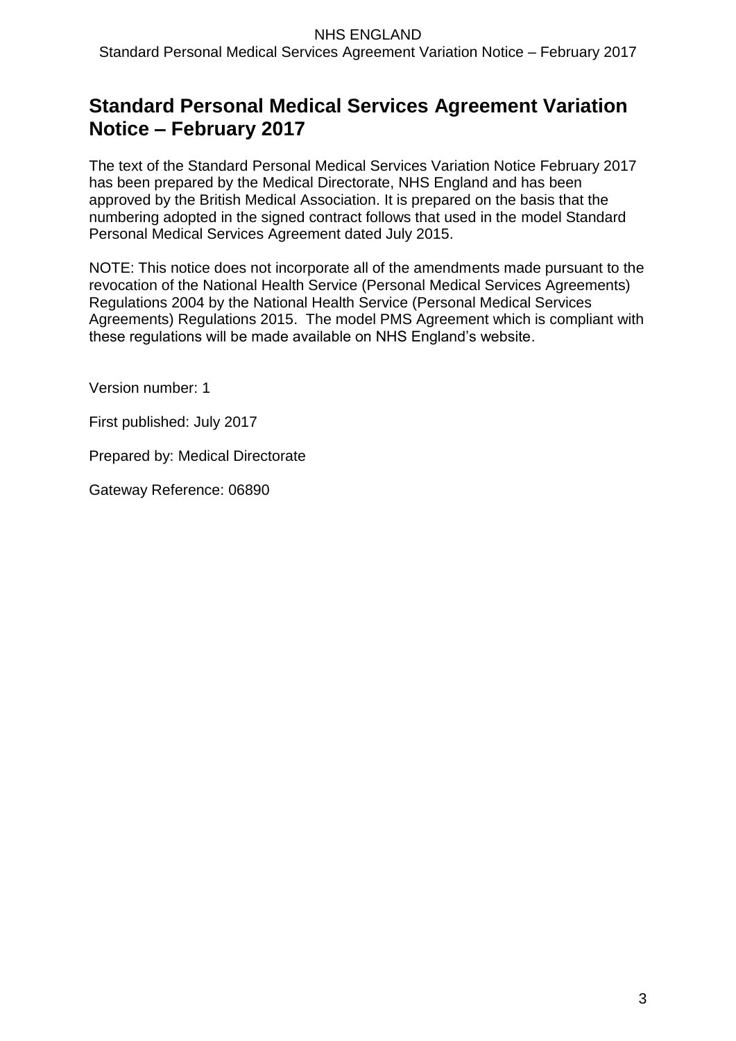# Standard Personal Medical Services Agreement Variation Notice – February 2017

The text of the Standard Personal Medical Services Variation Notice February 2017 has been prepared by the Medical Directorate, NHS England and has been approved by the British Medical Association. It is prepared on the basis that the numbering adopted in the signed contract follows that used in the model Standard Personal Medical Services Agreement dated July 2015.

NOTE: This notice does not incorporate all of the amendments made pursuant to the revocation of the National Health Service (Personal Medical Services Agreements) Regulations 2004 by the National Health Service (Personal Medical Services Agreements) Regulations 2015. The model PMS Agreement which is compliant with these regulations will be made available on NHS England's website.

Version number: 1

First published: July 2017

Prepared by: Medical Directorate

Gateway Reference: 06890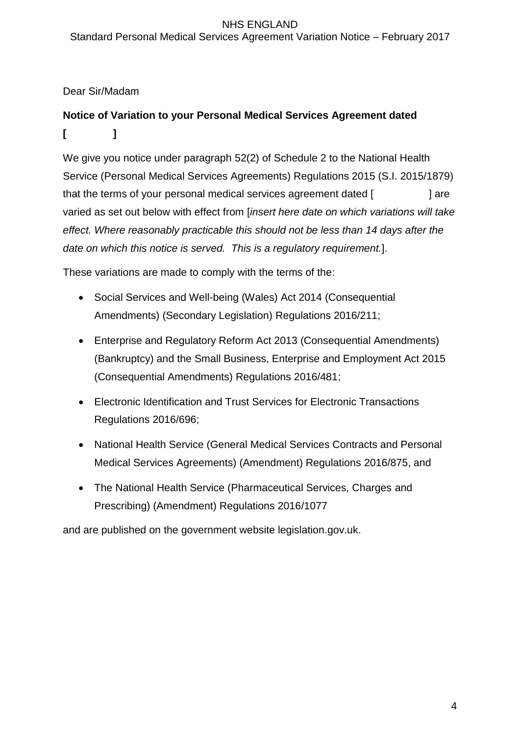Dear Sir/Madam

**Notice of Variation to your Personal Medical Services Agreement dated [ ]**

We give you notice under paragraph 52(2) of Schedule 2 to the National Health Service (Personal Medical Services Agreements) Regulations 2015 (S.I. 2015/1879) that the terms of your personal medical services agreement dated [ ] are varied as set out below with effect from [*insert here date on which variations will take effect. Where reasonably practicable this should not be less than 14 days after the date on which this notice is served. This is a regulatory requirement.*].

These variations are made to comply with the terms of the:

- Social Services and Well-being (Wales) Act 2014 (Consequential Amendments) (Secondary Legislation) Regulations 2016/211;
- Enterprise and Regulatory Reform Act 2013 (Consequential Amendments) (Bankruptcy) and the Small Business, Enterprise and Employment Act 2015 (Consequential Amendments) Regulations 2016/481;
- Electronic Identification and Trust Services for Electronic Transactions Regulations 2016/696;
- National Health Service (General Medical Services Contracts and Personal Medical Services Agreements) (Amendment) Regulations 2016/875, and
- The National Health Service (Pharmaceutical Services, Charges and Prescribing) (Amendment) Regulations 2016/1077

and are published on the government website legislation.gov.uk.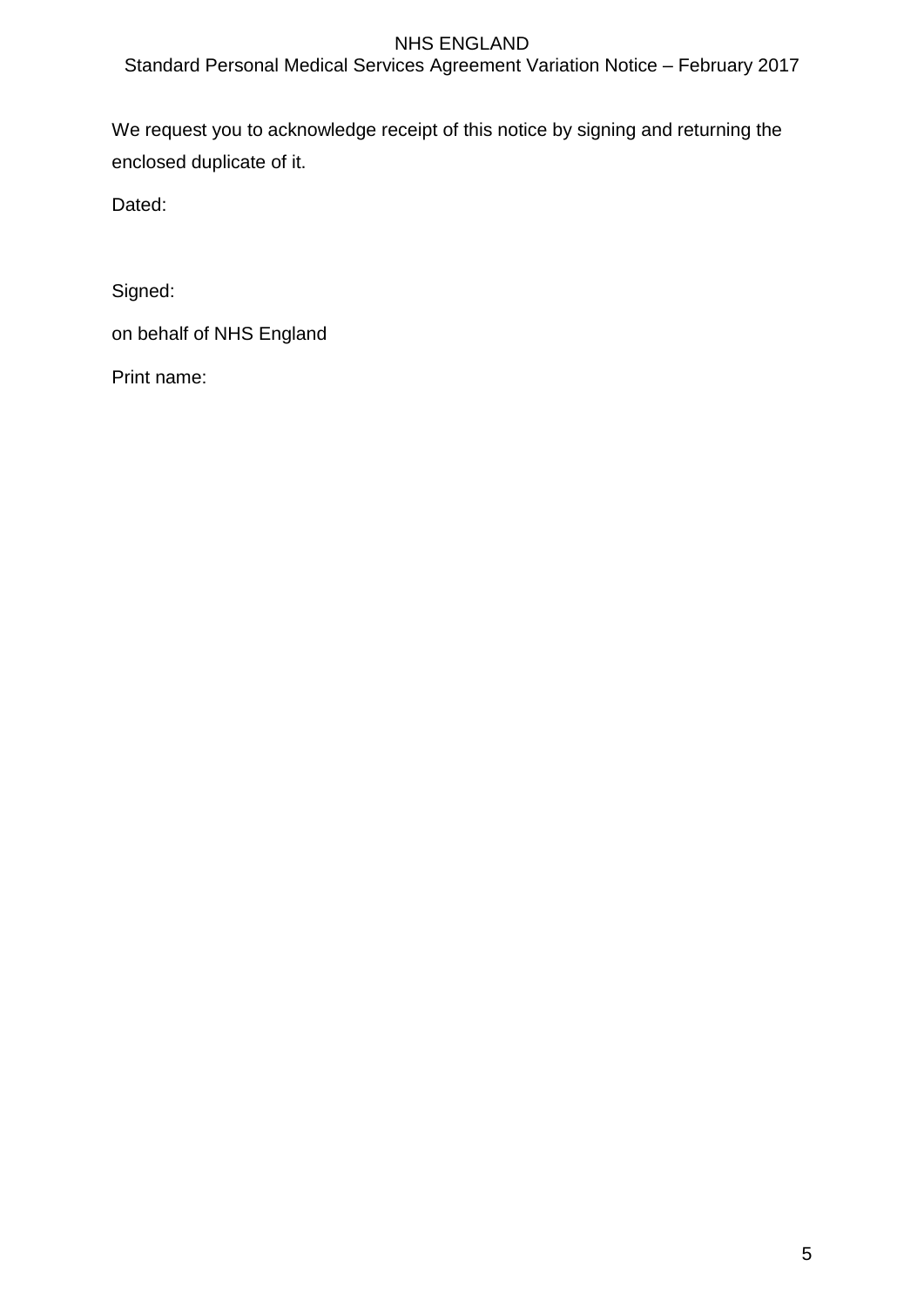We request you to acknowledge receipt of this notice by signing and returning the enclosed duplicate of it.

Dated:

Signed:

on behalf of NHS England

Print name: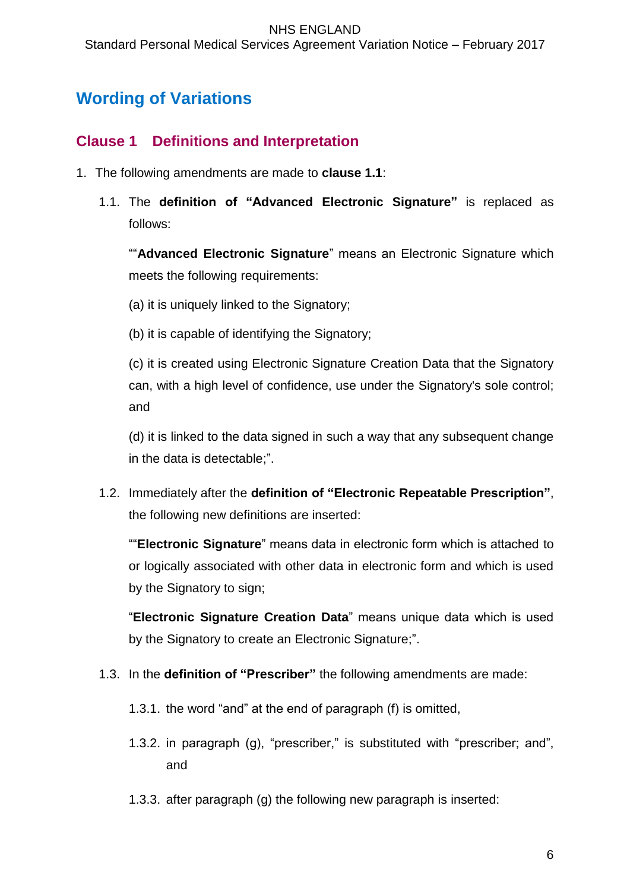# Wording of Variations

## Clause 1 Definitions and Interpretation

1. The following amendments are made to **clause 1.1**:

   1.1. The **definition of "Advanced Electronic Signature"** is replaced as follows:

   ""**Advanced Electronic Signature**" means an Electronic Signature which meets the following requirements:

   (a) it is uniquely linked to the Signatory;

   (b) it is capable of identifying the Signatory;

   (c) it is created using Electronic Signature Creation Data that the Signatory can, with a high level of confidence, use under the Signatory's sole control; and

   (d) it is linked to the data signed in such a way that any subsequent change in the data is detectable;".

   1.2. Immediately after the **definition of "Electronic Repeatable Prescription"**, the following new definitions are inserted:

   ""**Electronic Signature**" means data in electronic form which is attached to or logically associated with other data in electronic form and which is used by the Signatory to sign;

   "**Electronic Signature Creation Data**" means unique data which is used by the Signatory to create an Electronic Signature;".

   1.3. In the **definition of "Prescriber"** the following amendments are made:

   1.3.1. the word "and" at the end of paragraph (f) is omitted,

   1.3.2. in paragraph (g), "prescriber," is substituted with "prescriber; and", and

   1.3.3. after paragraph (g) the following new paragraph is inserted: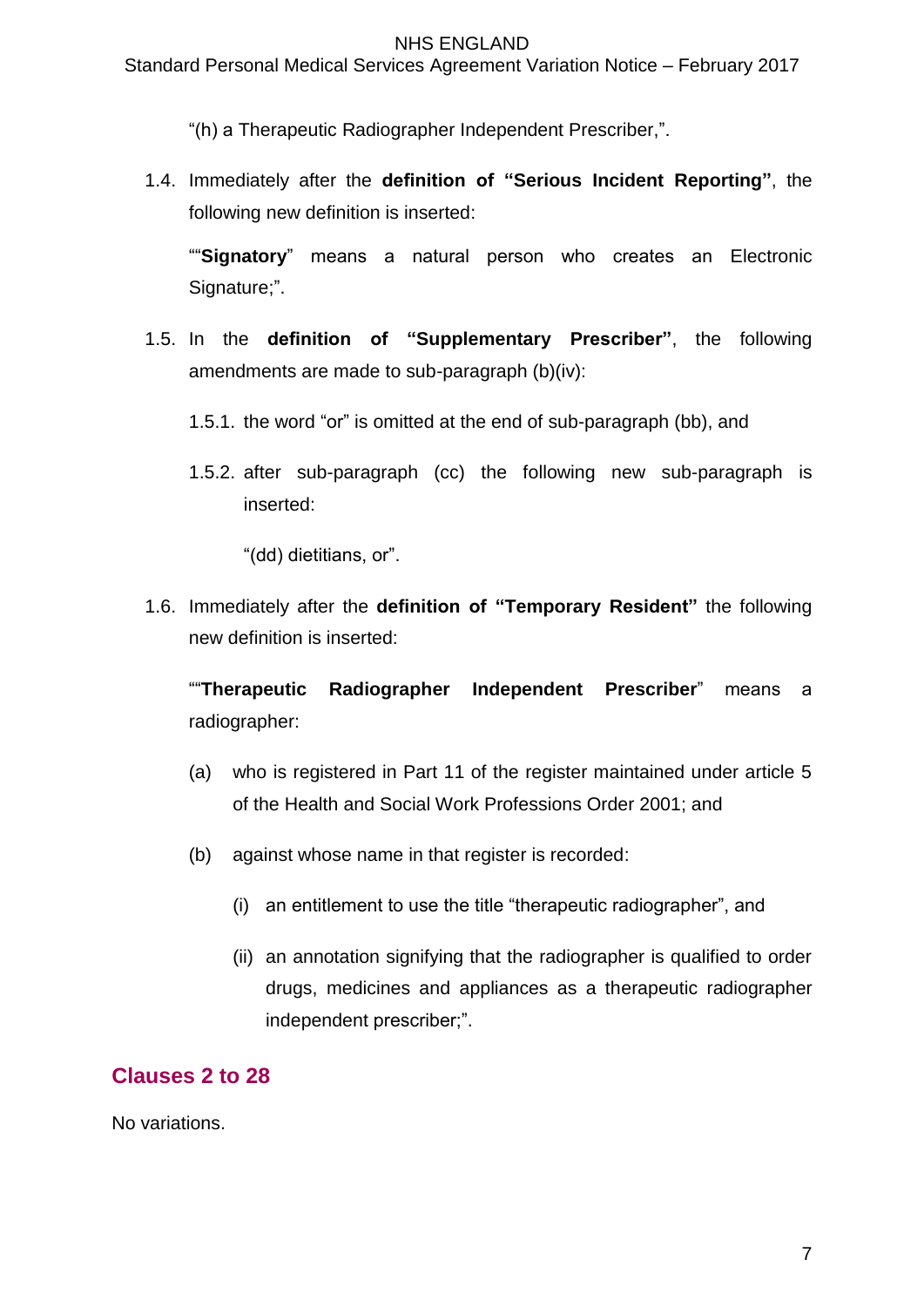"(h) a Therapeutic Radiographer Independent Prescriber,".

1.4. Immediately after the **definition of "Serious Incident Reporting"**, the following new definition is inserted:

""**Signatory**" means a natural person who creates an Electronic Signature;".

1.5. In the **definition of "Supplementary Prescriber"**, the following amendments are made to sub-paragraph (b)(iv):

1.5.1. the word "or" is omitted at the end of sub-paragraph (bb), and

1.5.2. after sub-paragraph (cc) the following new sub-paragraph is inserted:

"(dd) dietitians, or".

1.6. Immediately after the **definition of "Temporary Resident"** the following new definition is inserted:

""**Therapeutic Radiographer Independent Prescriber**" means a radiographer:

(a) who is registered in Part 11 of the register maintained under article 5 of the Health and Social Work Professions Order 2001; and

(b) against whose name in that register is recorded:

(i) an entitlement to use the title "therapeutic radiographer", and

(ii) an annotation signifying that the radiographer is qualified to order drugs, medicines and appliances as a therapeutic radiographer independent prescriber;".

## Clauses 2 to 28

No variations.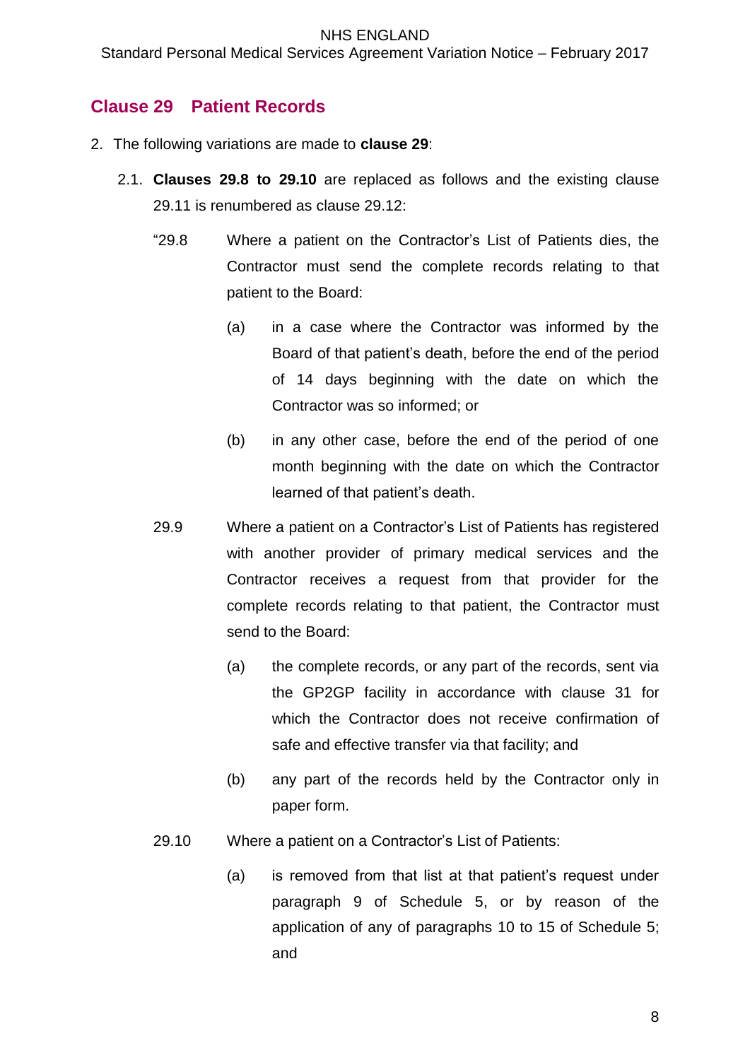## Clause 29 Patient Records

2. The following variations are made to **clause 29**:

   2.1. **Clauses 29.8 to 29.10** are replaced as follows and the existing clause 29.11 is renumbered as clause 29.12:

"29.8 Where a patient on the Contractor's List of Patients dies, the Contractor must send the complete records relating to that patient to the Board:

(a) in a case where the Contractor was informed by the Board of that patient's death, before the end of the period of 14 days beginning with the date on which the Contractor was so informed; or

(b) in any other case, before the end of the period of one month beginning with the date on which the Contractor learned of that patient's death.

29.9 Where a patient on a Contractor's List of Patients has registered with another provider of primary medical services and the Contractor receives a request from that provider for the complete records relating to that patient, the Contractor must send to the Board:

(a) the complete records, or any part of the records, sent via the GP2GP facility in accordance with clause 31 for which the Contractor does not receive confirmation of safe and effective transfer via that facility; and

(b) any part of the records held by the Contractor only in paper form.

29.10 Where a patient on a Contractor's List of Patients:

(a) is removed from that list at that patient's request under paragraph 9 of Schedule 5, or by reason of the application of any of paragraphs 10 to 15 of Schedule 5; and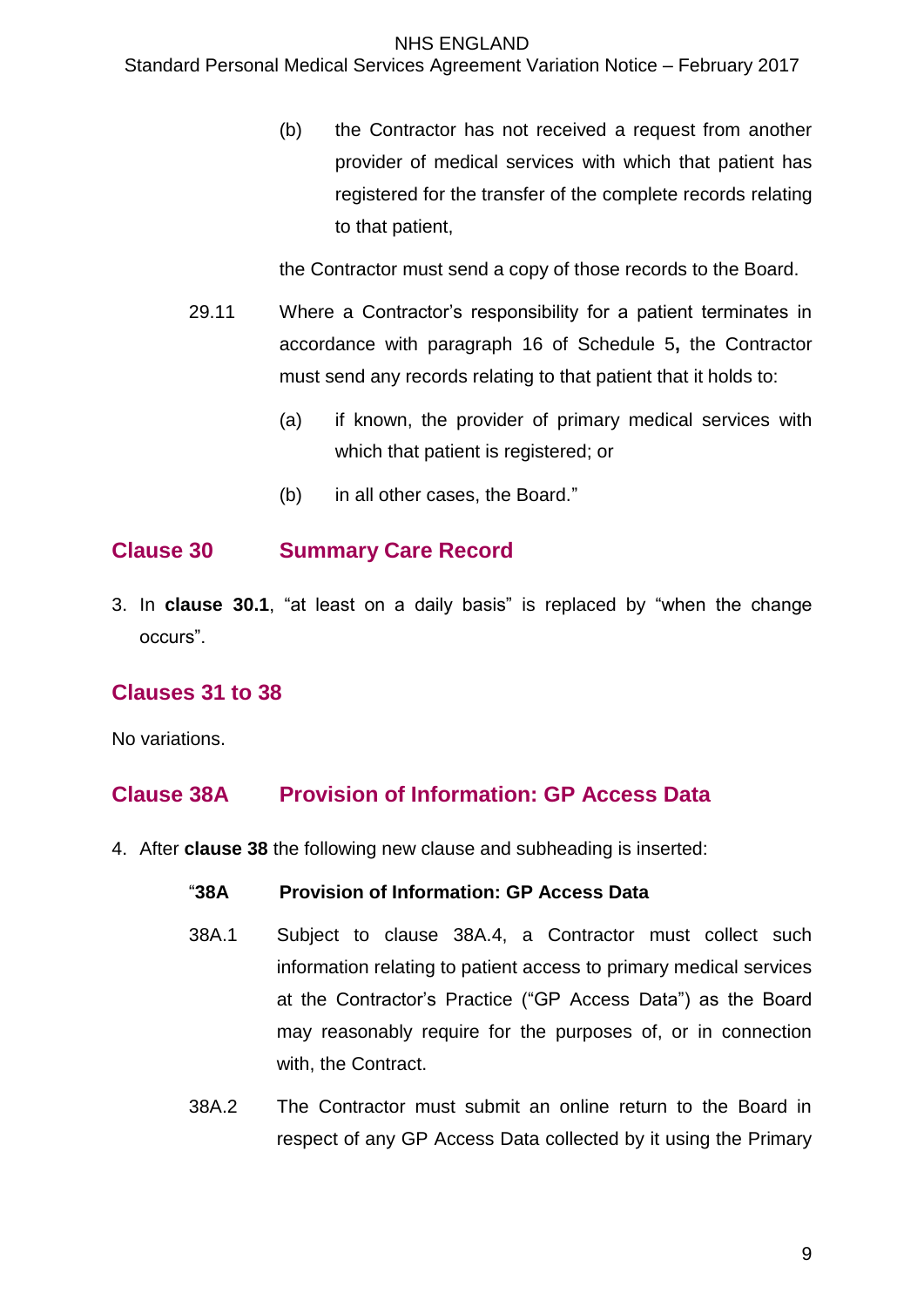(b) the Contractor has not received a request from another provider of medical services with which that patient has registered for the transfer of the complete records relating to that patient,

the Contractor must send a copy of those records to the Board.

29.11 Where a Contractor's responsibility for a patient terminates in accordance with paragraph 16 of Schedule 5**,** the Contractor must send any records relating to that patient that it holds to:

(a) if known, the provider of primary medical services with which that patient is registered; or

(b) in all other cases, the Board."

## Clause 30 Summary Care Record

3. In **clause 30.1**, "at least on a daily basis" is replaced by "when the change occurs".

## Clauses 31 to 38

No variations.

## Clause 38A Provision of Information: GP Access Data

4. After **clause 38** the following new clause and subheading is inserted:

"**38A Provision of Information: GP Access Data**

38A.1 Subject to clause 38A.4, a Contractor must collect such information relating to patient access to primary medical services at the Contractor's Practice ("GP Access Data") as the Board may reasonably require for the purposes of, or in connection with, the Contract.

38A.2 The Contractor must submit an online return to the Board in respect of any GP Access Data collected by it using the Primary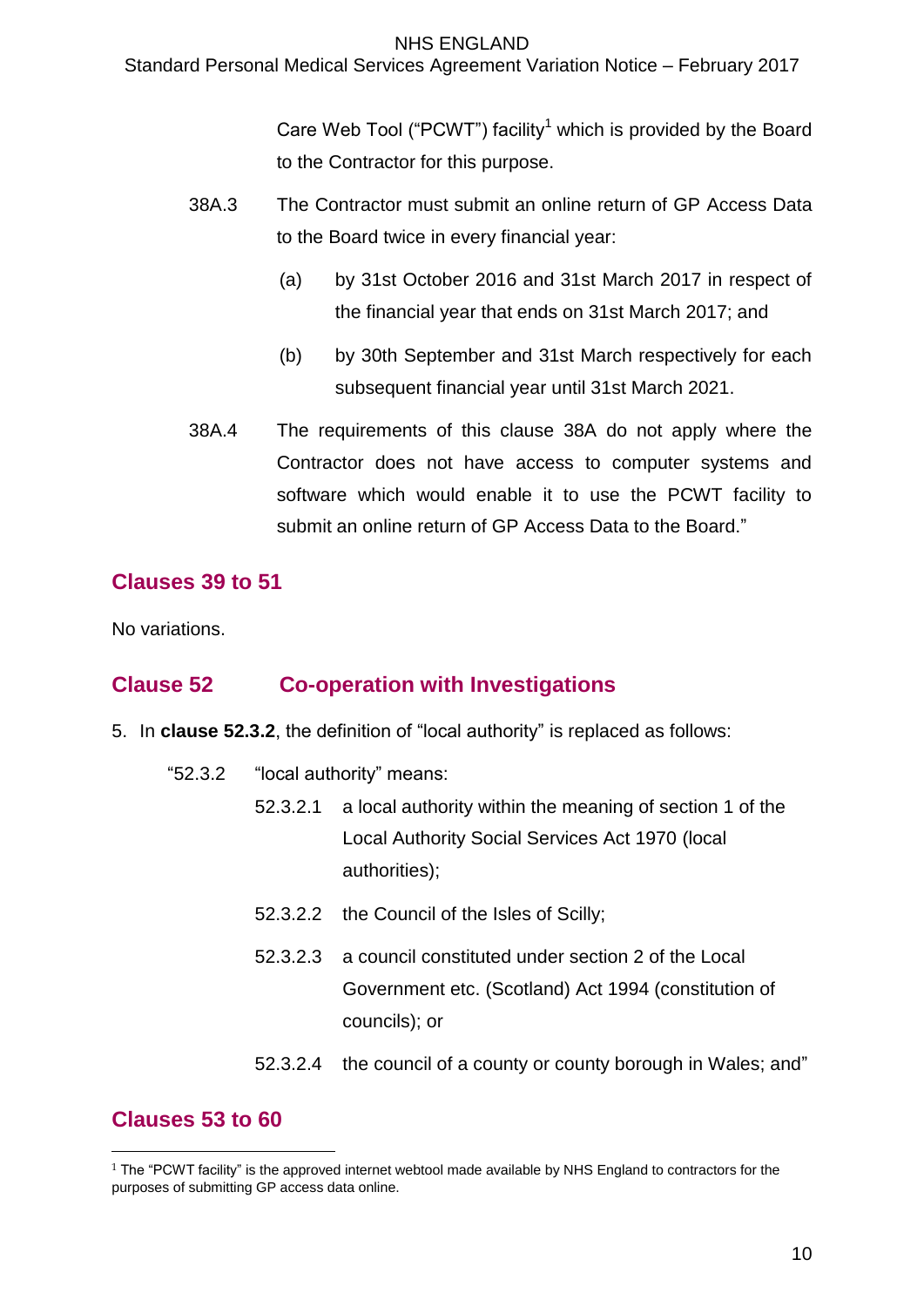Care Web Tool ("PCWT") facility[1] which is provided by the Board to the Contractor for this purpose.

38A.3 The Contractor must submit an online return of GP Access Data to the Board twice in every financial year:

(a) by 31st October 2016 and 31st March 2017 in respect of the financial year that ends on 31st March 2017; and

(b) by 30th September and 31st March respectively for each subsequent financial year until 31st March 2021.

38A.4 The requirements of this clause 38A do not apply where the Contractor does not have access to computer systems and software which would enable it to use the PCWT facility to submit an online return of GP Access Data to the Board."

## Clauses 39 to 51

No variations.

## Clause 52 Co-operation with Investigations

5. In **clause 52.3.2**, the definition of "local authority" is replaced as follows:

"52.3.2 "local authority" means:

52.3.2.1 a local authority within the meaning of section 1 of the Local Authority Social Services Act 1970 (local authorities);

52.3.2.2 the Council of the Isles of Scilly;

52.3.2.3 a council constituted under section 2 of the Local Government etc. (Scotland) Act 1994 (constitution of councils); or

52.3.2.4 the council of a county or county borough in Wales; and"

## Clauses 53 to 60

[1] The "PCWT facility" is the approved internet webtool made available by NHS England to contractors for the purposes of submitting GP access data online.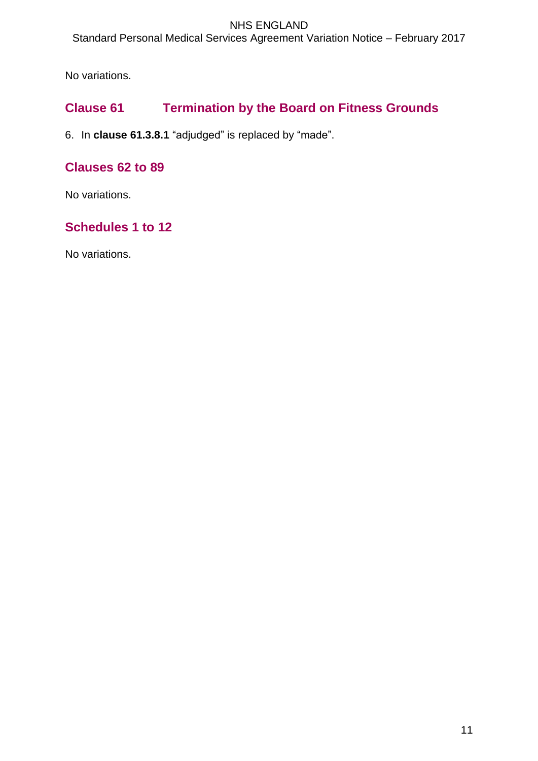No variations.

## Clause 61 Termination by the Board on Fitness Grounds

6. In **clause 61.3.8.1** "adjudged" is replaced by "made".

## Clauses 62 to 89

No variations.

## Schedules 1 to 12

No variations.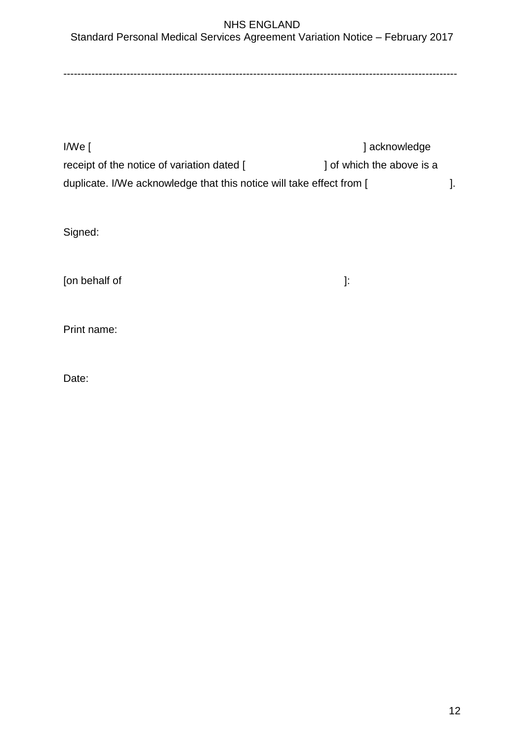---

I/We [ ] acknowledge receipt of the notice of variation dated [ ] of which the above is a duplicate. I/We acknowledge that this notice will take effect from [ ].

Signed:

[on behalf of ]:

Print name:

Date: